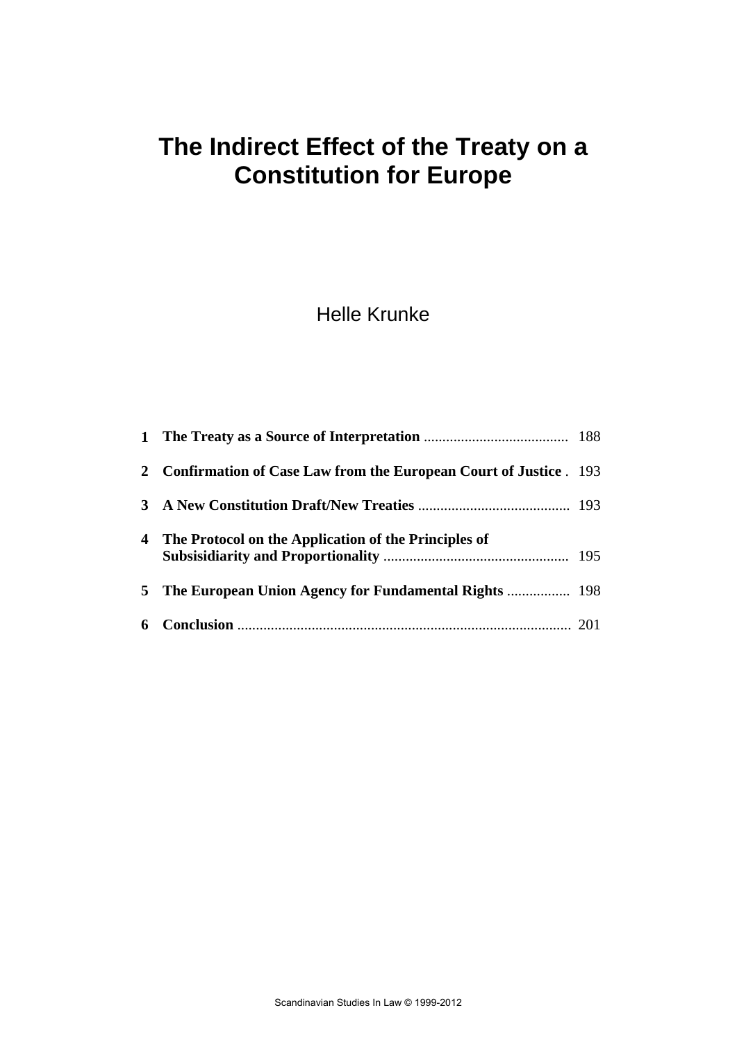# The Indirect Effect of the Treaty on a Constitution for Europe

Helle Krunke

| | | |
|---|---|---|
| **1** | **The Treaty as a Source of Interpretation** | 188 |
| **2** | **Confirmation of Case Law from the European Court of Justice** | 193 |
| **3** | **A New Constitution Draft/New Treaties** | 193 |
| **4** | **The Protocol on the Application of the Principles of Subsisidiarity and Proportionality** | 195 |
| **5** | **The European Union Agency for Fundamental Rights** | 198 |
| **6** | **Conclusion** | 201 |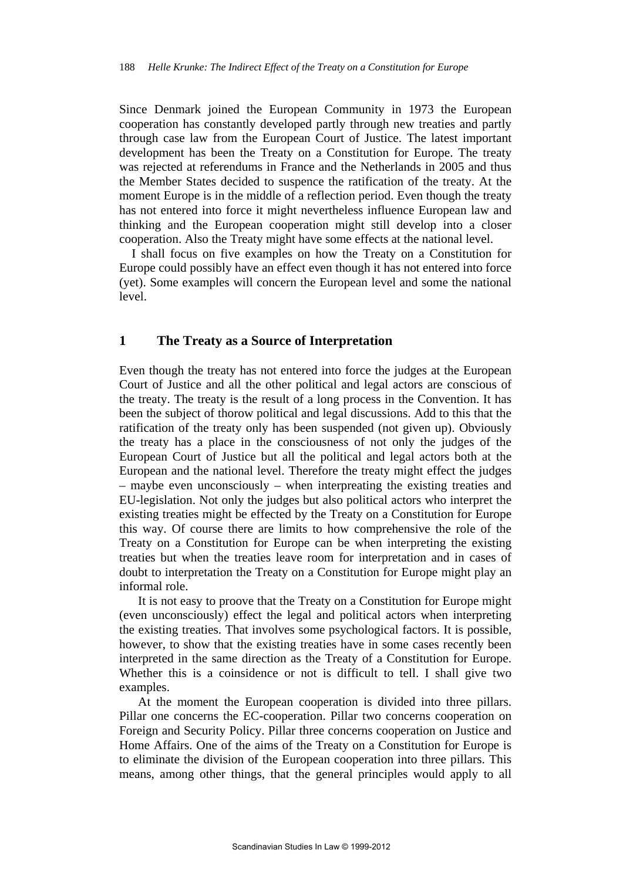Since Denmark joined the European Community in 1973 the European cooperation has constantly developed partly through new treaties and partly through case law from the European Court of Justice. The latest important development has been the Treaty on a Constitution for Europe. The treaty was rejected at referendums in France and the Netherlands in 2005 and thus the Member States decided to suspence the ratification of the treaty. At the moment Europe is in the middle of a reflection period. Even though the treaty has not entered into force it might nevertheless influence European law and thinking and the European cooperation might still develop into a closer cooperation. Also the Treaty might have some effects at the national level.

I shall focus on five examples on how the Treaty on a Constitution for Europe could possibly have an effect even though it has not entered into force (yet). Some examples will concern the European level and some the national level.

## 1 The Treaty as a Source of Interpretation

Even though the treaty has not entered into force the judges at the European Court of Justice and all the other political and legal actors are conscious of the treaty. The treaty is the result of a long process in the Convention. It has been the subject of thorow political and legal discussions. Add to this that the ratification of the treaty only has been suspended (not given up). Obviously the treaty has a place in the consciousness of not only the judges of the European Court of Justice but all the political and legal actors both at the European and the national level. Therefore the treaty might effect the judges – maybe even unconsciously – when interpreating the existing treaties and EU-legislation. Not only the judges but also political actors who interpret the existing treaties might be effected by the Treaty on a Constitution for Europe this way. Of course there are limits to how comprehensive the role of the Treaty on a Constitution for Europe can be when interpreting the existing treaties but when the treaties leave room for interpretation and in cases of doubt to interpretation the Treaty on a Constitution for Europe might play an informal role.

It is not easy to proove that the Treaty on a Constitution for Europe might (even unconsciously) effect the legal and political actors when interpreting the existing treaties. That involves some psychological factors. It is possible, however, to show that the existing treaties have in some cases recently been interpreted in the same direction as the Treaty of a Constitution for Europe. Whether this is a coinsidence or not is difficult to tell. I shall give two examples.

At the moment the European cooperation is divided into three pillars. Pillar one concerns the EC-cooperation. Pillar two concerns cooperation on Foreign and Security Policy. Pillar three concerns cooperation on Justice and Home Affairs. One of the aims of the Treaty on a Constitution for Europe is to eliminate the division of the European cooperation into three pillars. This means, among other things, that the general principles would apply to all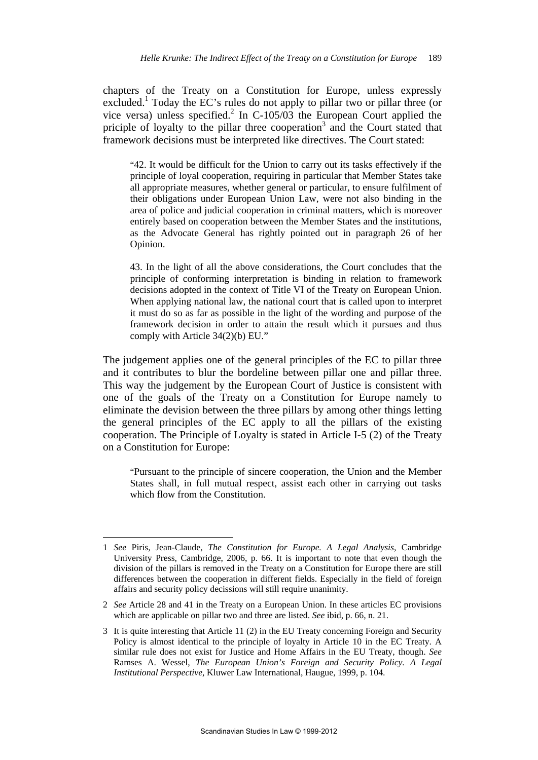chapters of the Treaty on a Constitution for Europe, unless expressly excluded.[1] Today the EC's rules do not apply to pillar two or pillar three (or vice versa) unless specified.[2] In C-105/03 the European Court applied the priciple of loyalty to the pillar three cooperation[3] and the Court stated that framework decisions must be interpreted like directives. The Court stated:

> "42. It would be difficult for the Union to carry out its tasks effectively if the principle of loyal cooperation, requiring in particular that Member States take all appropriate measures, whether general or particular, to ensure fulfilment of their obligations under European Union Law, were not also binding in the area of police and judicial cooperation in criminal matters, which is moreover entirely based on cooperation between the Member States and the institutions, as the Advocate General has rightly pointed out in paragraph 26 of her Opinion.
>
> 43. In the light of all the above considerations, the Court concludes that the principle of conforming interpretation is binding in relation to framework decisions adopted in the context of Title VI of the Treaty on European Union. When applying national law, the national court that is called upon to interpret it must do so as far as possible in the light of the wording and purpose of the framework decision in order to attain the result which it pursues and thus comply with Article 34(2)(b) EU."

The judgement applies one of the general principles of the EC to pillar three and it contributes to blur the bordeline between pillar one and pillar three. This way the judgement by the European Court of Justice is consistent with one of the goals of the Treaty on a Constitution for Europe namely to eliminate the devision between the three pillars by among other things letting the general principles of the EC apply to all the pillars of the existing cooperation. The Principle of Loyalty is stated in Article I-5 (2) of the Treaty on a Constitution for Europe:

> "Pursuant to the principle of sincere cooperation, the Union and the Member States shall, in full mutual respect, assist each other in carrying out tasks which flow from the Constitution.

---

1 *See* Piris, Jean-Claude, *The Constitution for Europe. A Legal Analysis*, Cambridge University Press, Cambridge, 2006, p. 66. It is important to note that even though the division of the pillars is removed in the Treaty on a Constitution for Europe there are still differences between the cooperation in different fields. Especially in the field of foreign affairs and security policy decissions will still require unanimity.

2 *See* Article 28 and 41 in the Treaty on a European Union. In these articles EC provisions which are applicable on pillar two and three are listed. *See* ibid, p. 66, n. 21.

3 It is quite interesting that Article 11 (2) in the EU Treaty concerning Foreign and Security Policy is almost identical to the principle of loyalty in Article 10 in the EC Treaty. A similar rule does not exist for Justice and Home Affairs in the EU Treaty, though. *See* Ramses A. Wessel, *The European Union's Foreign and Security Policy. A Legal Institutional Perspective*, Kluwer Law International, Haugue, 1999, p. 104.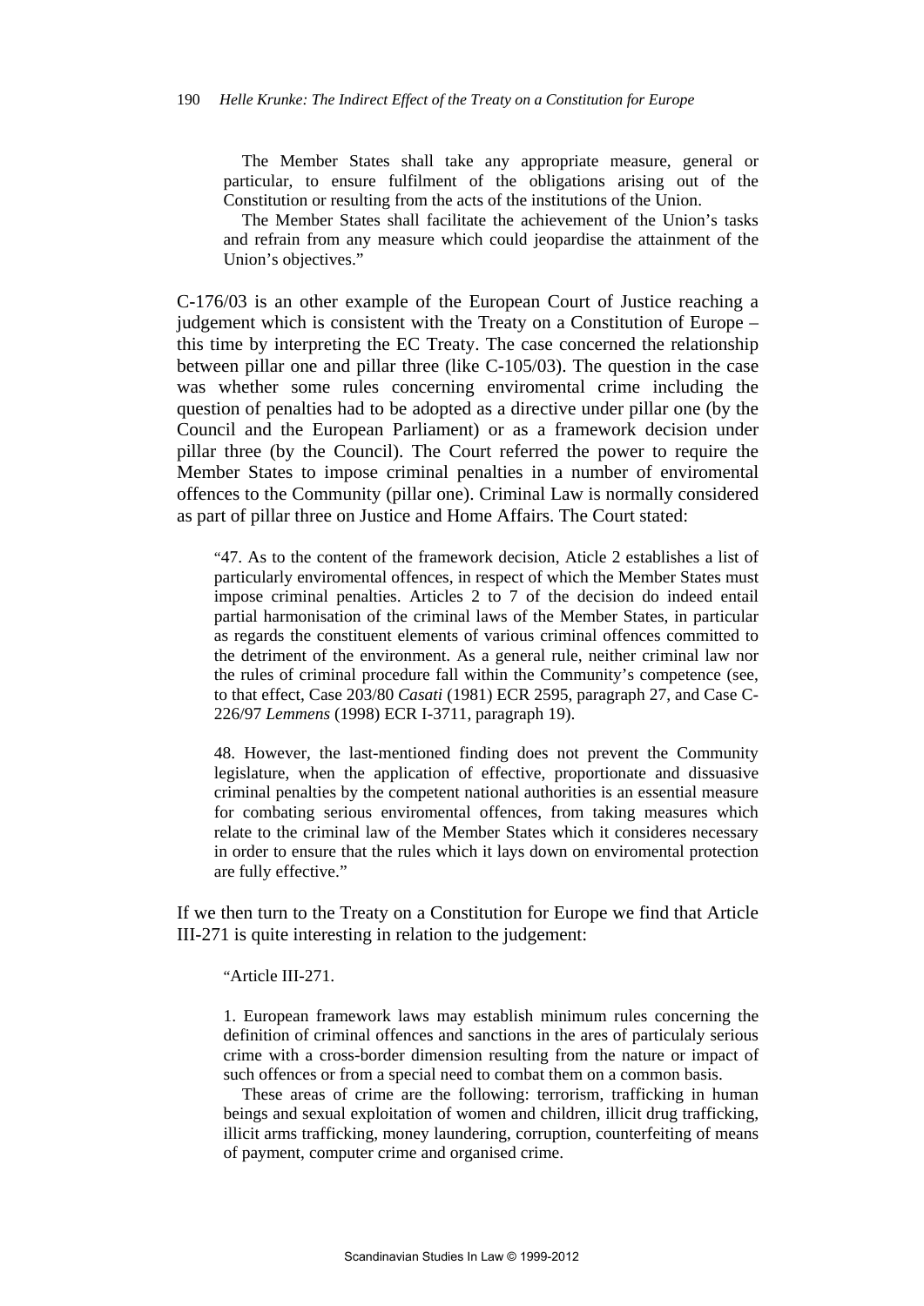The Member States shall take any appropriate measure, general or particular, to ensure fulfilment of the obligations arising out of the Constitution or resulting from the acts of the institutions of the Union.

The Member States shall facilitate the achievement of the Union's tasks and refrain from any measure which could jeopardise the attainment of the Union's objectives."

C-176/03 is an other example of the European Court of Justice reaching a judgement which is consistent with the Treaty on a Constitution of Europe – this time by interpreting the EC Treaty. The case concerned the relationship between pillar one and pillar three (like C-105/03). The question in the case was whether some rules concerning enviromental crime including the question of penalties had to be adopted as a directive under pillar one (by the Council and the European Parliament) or as a framework decision under pillar three (by the Council). The Court referred the power to require the Member States to impose criminal penalties in a number of enviromental offences to the Community (pillar one). Criminal Law is normally considered as part of pillar three on Justice and Home Affairs. The Court stated:

> "47. As to the content of the framework decision, Aticle 2 establishes a list of particularly enviromental offences, in respect of which the Member States must impose criminal penalties. Articles 2 to 7 of the decision do indeed entail partial harmonisation of the criminal laws of the Member States, in particular as regards the constituent elements of various criminal offences committed to the detriment of the environment. As a general rule, neither criminal law nor the rules of criminal procedure fall within the Community's competence (see, to that effect, Case 203/80 *Casati* (1981) ECR 2595, paragraph 27, and Case C-226/97 *Lemmens* (1998) ECR I-3711, paragraph 19).
>
> 48. However, the last-mentioned finding does not prevent the Community legislature, when the application of effective, proportionate and dissuasive criminal penalties by the competent national authorities is an essential measure for combating serious enviromental offences, from taking measures which relate to the criminal law of the Member States which it consideres necessary in order to ensure that the rules which it lays down on enviromental protection are fully effective."

If we then turn to the Treaty on a Constitution for Europe we find that Article III-271 is quite interesting in relation to the judgement:

> "Article III-271.
>
> 1. European framework laws may establish minimum rules concerning the definition of criminal offences and sanctions in the ares of particulaly serious crime with a cross-border dimension resulting from the nature or impact of such offences or from a special need to combat them on a common basis.
>
> These areas of crime are the following: terrorism, trafficking in human beings and sexual exploitation of women and children, illicit drug trafficking, illicit arms trafficking, money laundering, corruption, counterfeiting of means of payment, computer crime and organised crime.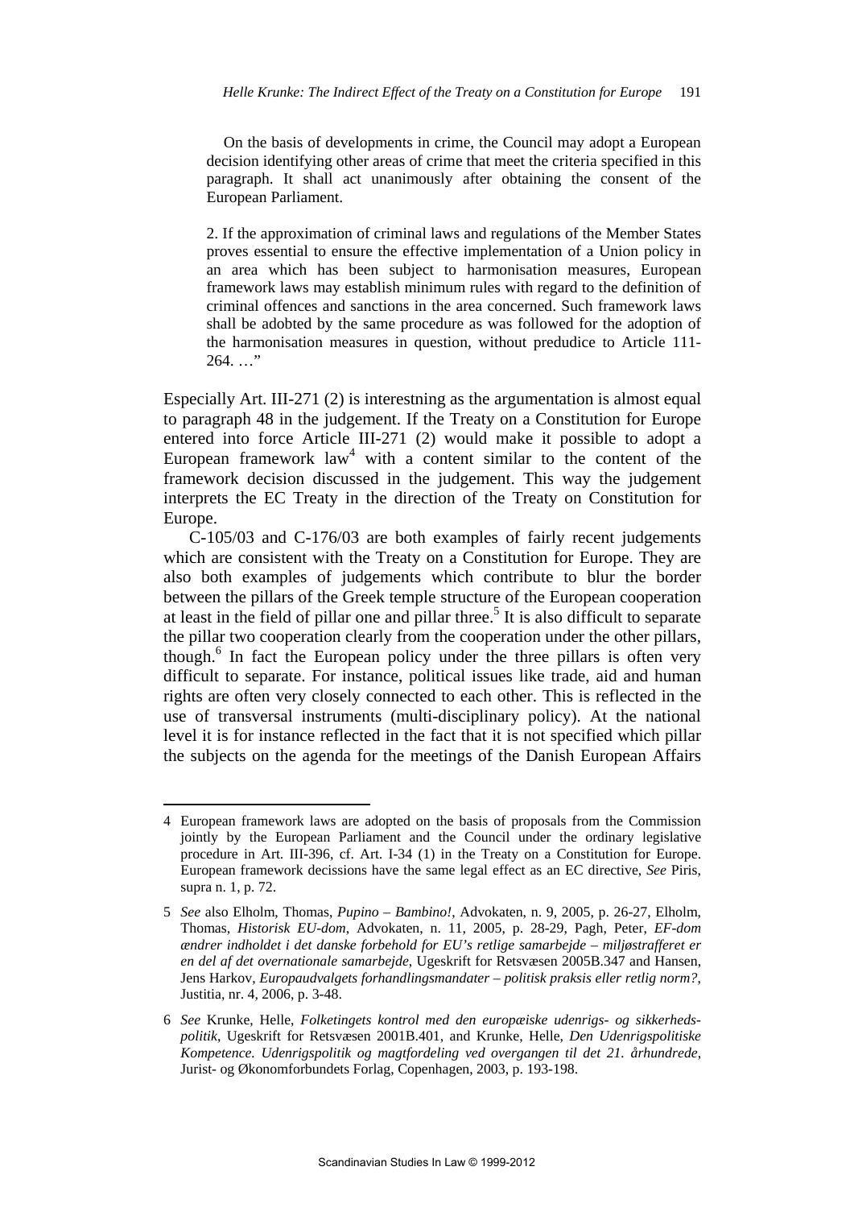> On the basis of developments in crime, the Council may adopt a European decision identifying other areas of crime that meet the criteria specified in this paragraph. It shall act unanimously after obtaining the consent of the European Parliament.
>
> 2. If the approximation of criminal laws and regulations of the Member States proves essential to ensure the effective implementation of a Union policy in an area which has been subject to harmonisation measures, European framework laws may establish minimum rules with regard to the definition of criminal offences and sanctions in the area concerned. Such framework laws shall be adobted by the same procedure as was followed for the adoption of the harmonisation measures in question, without predudice to Article 111-264. …"

Especially Art. III-271 (2) is interestning as the argumentation is almost equal to paragraph 48 in the judgement. If the Treaty on a Constitution for Europe entered into force Article III-271 (2) would make it possible to adopt a European framework law[4] with a content similar to the content of the framework decision discussed in the judgement. This way the judgement interprets the EC Treaty in the direction of the Treaty on Constitution for Europe.

C-105/03 and C-176/03 are both examples of fairly recent judgements which are consistent with the Treaty on a Constitution for Europe. They are also both examples of judgements which contribute to blur the border between the pillars of the Greek temple structure of the European cooperation at least in the field of pillar one and pillar three.[5] It is also difficult to separate the pillar two cooperation clearly from the cooperation under the other pillars, though.[6] In fact the European policy under the three pillars is often very difficult to separate. For instance, political issues like trade, aid and human rights are often very closely connected to each other. This is reflected in the use of transversal instruments (multi-disciplinary policy). At the national level it is for instance reflected in the fact that it is not specified which pillar the subjects on the agenda for the meetings of the Danish European Affairs

---

4 European framework laws are adopted on the basis of proposals from the Commission jointly by the European Parliament and the Council under the ordinary legislative procedure in Art. III-396, cf. Art. I-34 (1) in the Treaty on a Constitution for Europe. European framework decissions have the same legal effect as an EC directive, *See* Piris, supra n. 1, p. 72.

5 *See* also Elholm, Thomas, *Pupino – Bambino!*, Advokaten, n. 9, 2005, p. 26-27, Elholm, Thomas, *Historisk EU-dom*, Advokaten, n. 11, 2005, p. 28-29, Pagh, Peter, *EF-dom ændrer indholdet i det danske forbehold for EU's retlige samarbejde – miljøstrafferet er en del af det overnationale samarbejde*, Ugeskrift for Retsvæsen 2005B.347 and Hansen, Jens Harkov, *Europaudvalgets forhandlingsmandater – politisk praksis eller retlig norm?*, Justitia, nr. 4, 2006, p. 3-48.

6 *See* Krunke, Helle, *Folketingets kontrol med den europæiske udenrigs- og sikkerheds-politik*, Ugeskrift for Retsvæsen 2001B.401, and Krunke, Helle, *Den Udenrigspolitiske Kompetence. Udenrigspolitik og magtfordeling ved overgangen til det 21. århundrede*, Jurist- og Økonomforbundets Forlag, Copenhagen, 2003, p. 193-198.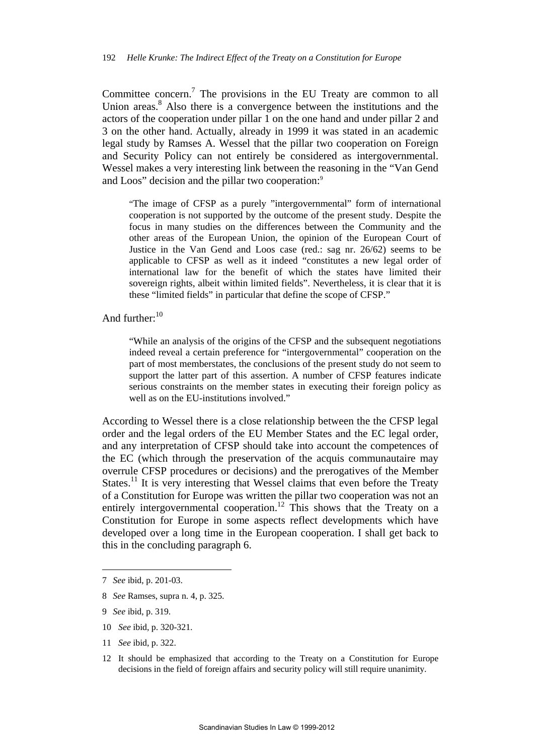Committee concern.[7] The provisions in the EU Treaty are common to all Union areas.[8] Also there is a convergence between the institutions and the actors of the cooperation under pillar 1 on the one hand and under pillar 2 and 3 on the other hand. Actually, already in 1999 it was stated in an academic legal study by Ramses A. Wessel that the pillar two cooperation on Foreign and Security Policy can not entirely be considered as intergovernmental. Wessel makes a very interesting link between the reasoning in the "Van Gend and Loos" decision and the pillar two cooperation:[9]

> "The image of CFSP as a purely "intergovernmental" form of international cooperation is not supported by the outcome of the present study. Despite the focus in many studies on the differences between the Community and the other areas of the European Union, the opinion of the European Court of Justice in the Van Gend and Loos case (red.: sag nr. 26/62) seems to be applicable to CFSP as well as it indeed "constitutes a new legal order of international law for the benefit of which the states have limited their sovereign rights, albeit within limited fields". Nevertheless, it is clear that it is these "limited fields" in particular that define the scope of CFSP."

And further:[10]

> "While an analysis of the origins of the CFSP and the subsequent negotiations indeed reveal a certain preference for "intergovernmental" cooperation on the part of most memberstates, the conclusions of the present study do not seem to support the latter part of this assertion. A number of CFSP features indicate serious constraints on the member states in executing their foreign policy as well as on the EU-institutions involved."

According to Wessel there is a close relationship between the the CFSP legal order and the legal orders of the EU Member States and the EC legal order, and any interpretation of CFSP should take into account the competences of the EC (which through the preservation of the acquis communautaire may overrule CFSP procedures or decisions) and the prerogatives of the Member States.[11] It is very interesting that Wessel claims that even before the Treaty of a Constitution for Europe was written the pillar two cooperation was not an entirely intergovernmental cooperation.[12] This shows that the Treaty on a Constitution for Europe in some aspects reflect developments which have developed over a long time in the European cooperation. I shall get back to this in the concluding paragraph 6.

---

7 *See* ibid, p. 201-03.

8 *See* Ramses, supra n. 4, p. 325.

9 *See* ibid, p. 319.

10 *See* ibid, p. 320-321.

11 *See* ibid, p. 322.

12 It should be emphasized that according to the Treaty on a Constitution for Europe decisions in the field of foreign affairs and security policy will still require unanimity.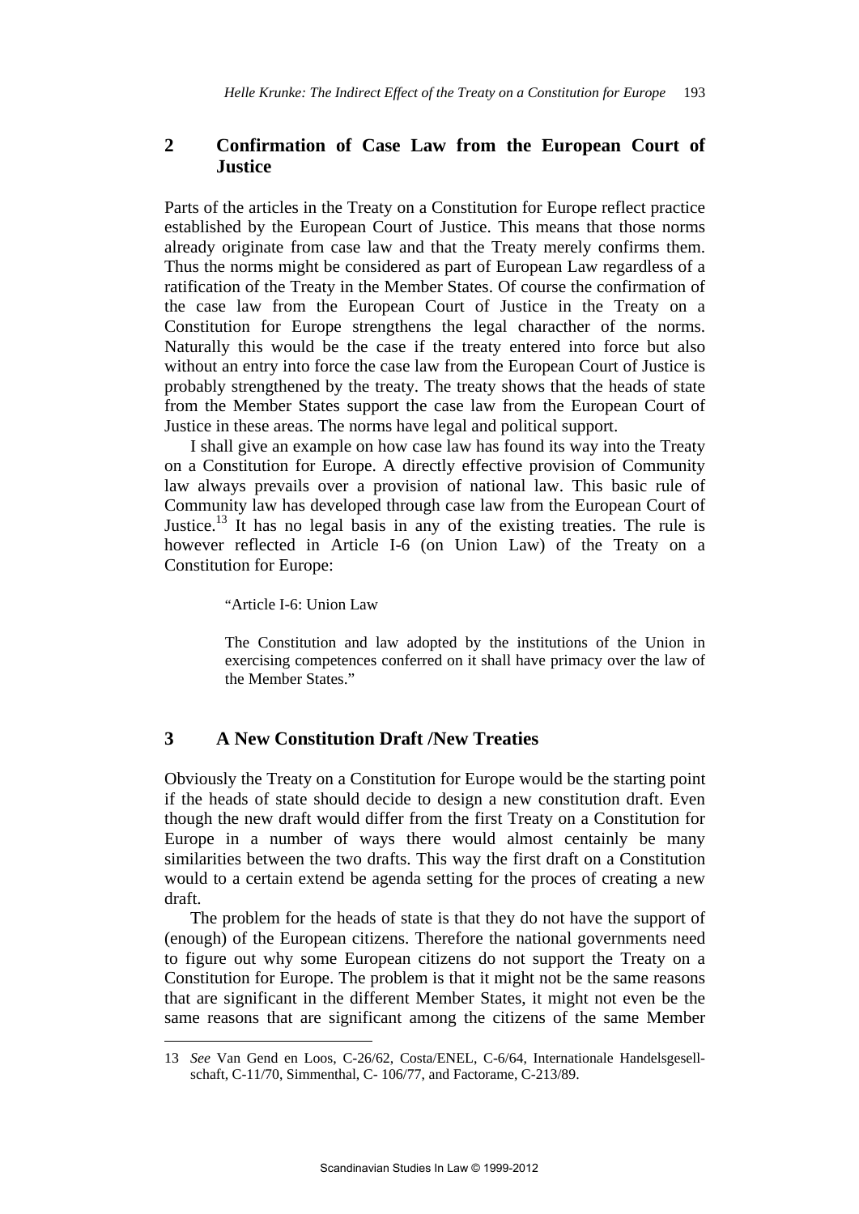## 2 Confirmation of Case Law from the European Court of Justice

Parts of the articles in the Treaty on a Constitution for Europe reflect practice established by the European Court of Justice. This means that those norms already originate from case law and that the Treaty merely confirms them. Thus the norms might be considered as part of European Law regardless of a ratification of the Treaty in the Member States. Of course the confirmation of the case law from the European Court of Justice in the Treaty on a Constitution for Europe strengthens the legal characther of the norms. Naturally this would be the case if the treaty entered into force but also without an entry into force the case law from the European Court of Justice is probably strengthened by the treaty. The treaty shows that the heads of state from the Member States support the case law from the European Court of Justice in these areas. The norms have legal and political support.

I shall give an example on how case law has found its way into the Treaty on a Constitution for Europe. A directly effective provision of Community law always prevails over a provision of national law. This basic rule of Community law has developed through case law from the European Court of Justice.[13] It has no legal basis in any of the existing treaties. The rule is however reflected in Article I-6 (on Union Law) of the Treaty on a Constitution for Europe:

> "Article I-6: Union Law
>
> The Constitution and law adopted by the institutions of the Union in exercising competences conferred on it shall have primacy over the law of the Member States."

## 3 A New Constitution Draft /New Treaties

Obviously the Treaty on a Constitution for Europe would be the starting point if the heads of state should decide to design a new constitution draft. Even though the new draft would differ from the first Treaty on a Constitution for Europe in a number of ways there would almost centainly be many similarities between the two drafts. This way the first draft on a Constitution would to a certain extend be agenda setting for the proces of creating a new draft.

The problem for the heads of state is that they do not have the support of (enough) of the European citizens. Therefore the national governments need to figure out why some European citizens do not support the Treaty on a Constitution for Europe. The problem is that it might not be the same reasons that are significant in the different Member States, it might not even be the same reasons that are significant among the citizens of the same Member

---

13 *See* Van Gend en Loos, C-26/62, Costa/ENEL, C-6/64, Internationale Handelsgesellschaft, C-11/70, Simmenthal, C- 106/77, and Factorame, C-213/89.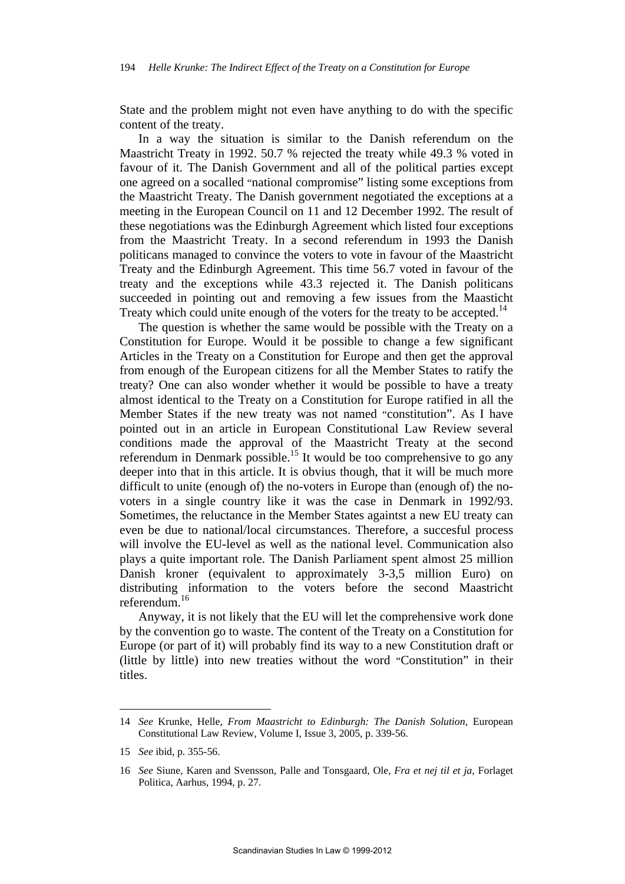State and the problem might not even have anything to do with the specific content of the treaty.

In a way the situation is similar to the Danish referendum on the Maastricht Treaty in 1992. 50.7 % rejected the treaty while 49.3 % voted in favour of it. The Danish Government and all of the political parties except one agreed on a socalled "national compromise" listing some exceptions from the Maastricht Treaty. The Danish government negotiated the exceptions at a meeting in the European Council on 11 and 12 December 1992. The result of these negotiations was the Edinburgh Agreement which listed four exceptions from the Maastricht Treaty. In a second referendum in 1993 the Danish politicans managed to convince the voters to vote in favour of the Maastricht Treaty and the Edinburgh Agreement. This time 56.7 voted in favour of the treaty and the exceptions while 43.3 rejected it. The Danish politicans succeeded in pointing out and removing a few issues from the Maasticht Treaty which could unite enough of the voters for the treaty to be accepted.[14]

The question is whether the same would be possible with the Treaty on a Constitution for Europe. Would it be possible to change a few significant Articles in the Treaty on a Constitution for Europe and then get the approval from enough of the European citizens for all the Member States to ratify the treaty? One can also wonder whether it would be possible to have a treaty almost identical to the Treaty on a Constitution for Europe ratified in all the Member States if the new treaty was not named "constitution". As I have pointed out in an article in European Constitutional Law Review several conditions made the approval of the Maastricht Treaty at the second referendum in Denmark possible.[15] It would be too comprehensive to go any deeper into that in this article. It is obvius though, that it will be much more difficult to unite (enough of) the no-voters in Europe than (enough of) the no-voters in a single country like it was the case in Denmark in 1992/93. Sometimes, the reluctance in the Member States againtst a new EU treaty can even be due to national/local circumstances. Therefore, a succesful process will involve the EU-level as well as the national level. Communication also plays a quite important role. The Danish Parliament spent almost 25 million Danish kroner (equivalent to approximately 3-3,5 million Euro) on distributing information to the voters before the second Maastricht referendum.[16]

Anyway, it is not likely that the EU will let the comprehensive work done by the convention go to waste. The content of the Treaty on a Constitution for Europe (or part of it) will probably find its way to a new Constitution draft or (little by little) into new treaties without the word "Constitution" in their titles.

---

14 *See* Krunke, Helle, *From Maastricht to Edinburgh: The Danish Solution*, European Constitutional Law Review, Volume I, Issue 3, 2005, p. 339-56.

15 *See* ibid, p. 355-56.

16 *See* Siune, Karen and Svensson, Palle and Tonsgaard, Ole, *Fra et nej til et ja*, Forlaget Politica, Aarhus, 1994, p. 27.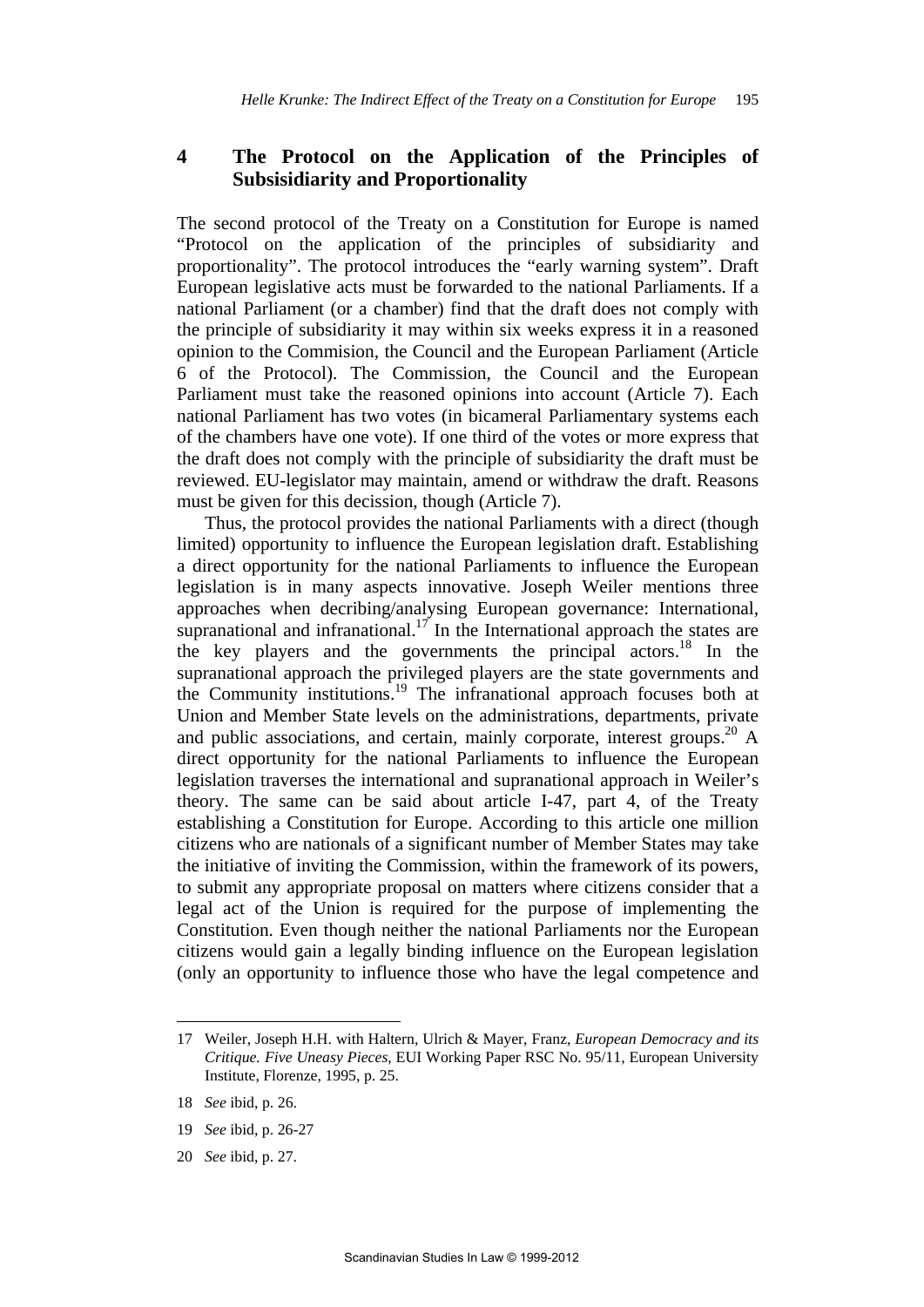## 4 The Protocol on the Application of the Principles of Subsisidiarity and Proportionality

The second protocol of the Treaty on a Constitution for Europe is named "Protocol on the application of the principles of subsidiarity and proportionality". The protocol introduces the "early warning system". Draft European legislative acts must be forwarded to the national Parliaments. If a national Parliament (or a chamber) find that the draft does not comply with the principle of subsidiarity it may within six weeks express it in a reasoned opinion to the Commision, the Council and the European Parliament (Article 6 of the Protocol). The Commission, the Council and the European Parliament must take the reasoned opinions into account (Article 7). Each national Parliament has two votes (in bicameral Parliamentary systems each of the chambers have one vote). If one third of the votes or more express that the draft does not comply with the principle of subsidiarity the draft must be reviewed. EU-legislator may maintain, amend or withdraw the draft. Reasons must be given for this decission, though (Article 7).

Thus, the protocol provides the national Parliaments with a direct (though limited) opportunity to influence the European legislation draft. Establishing a direct opportunity for the national Parliaments to influence the European legislation is in many aspects innovative. Joseph Weiler mentions three approaches when decribing/analysing European governance: International, supranational and infranational.[17] In the International approach the states are the key players and the governments the principal actors.[18] In the supranational approach the privileged players are the state governments and the Community institutions.[19] The infranational approach focuses both at Union and Member State levels on the administrations, departments, private and public associations, and certain, mainly corporate, interest groups.[20] A direct opportunity for the national Parliaments to influence the European legislation traverses the international and supranational approach in Weiler's theory. The same can be said about article I-47, part 4, of the Treaty establishing a Constitution for Europe. According to this article one million citizens who are nationals of a significant number of Member States may take the initiative of inviting the Commission, within the framework of its powers, to submit any appropriate proposal on matters where citizens consider that a legal act of the Union is required for the purpose of implementing the Constitution. Even though neither the national Parliaments nor the European citizens would gain a legally binding influence on the European legislation (only an opportunity to influence those who have the legal competence and

---

17 Weiler, Joseph H.H. with Haltern, Ulrich & Mayer, Franz, *European Democracy and its Critique. Five Uneasy Pieces*, EUI Working Paper RSC No. 95/11, European University Institute, Florenze, 1995, p. 25.

18 *See* ibid, p. 26.

19 *See* ibid, p. 26-27

20 *See* ibid, p. 27.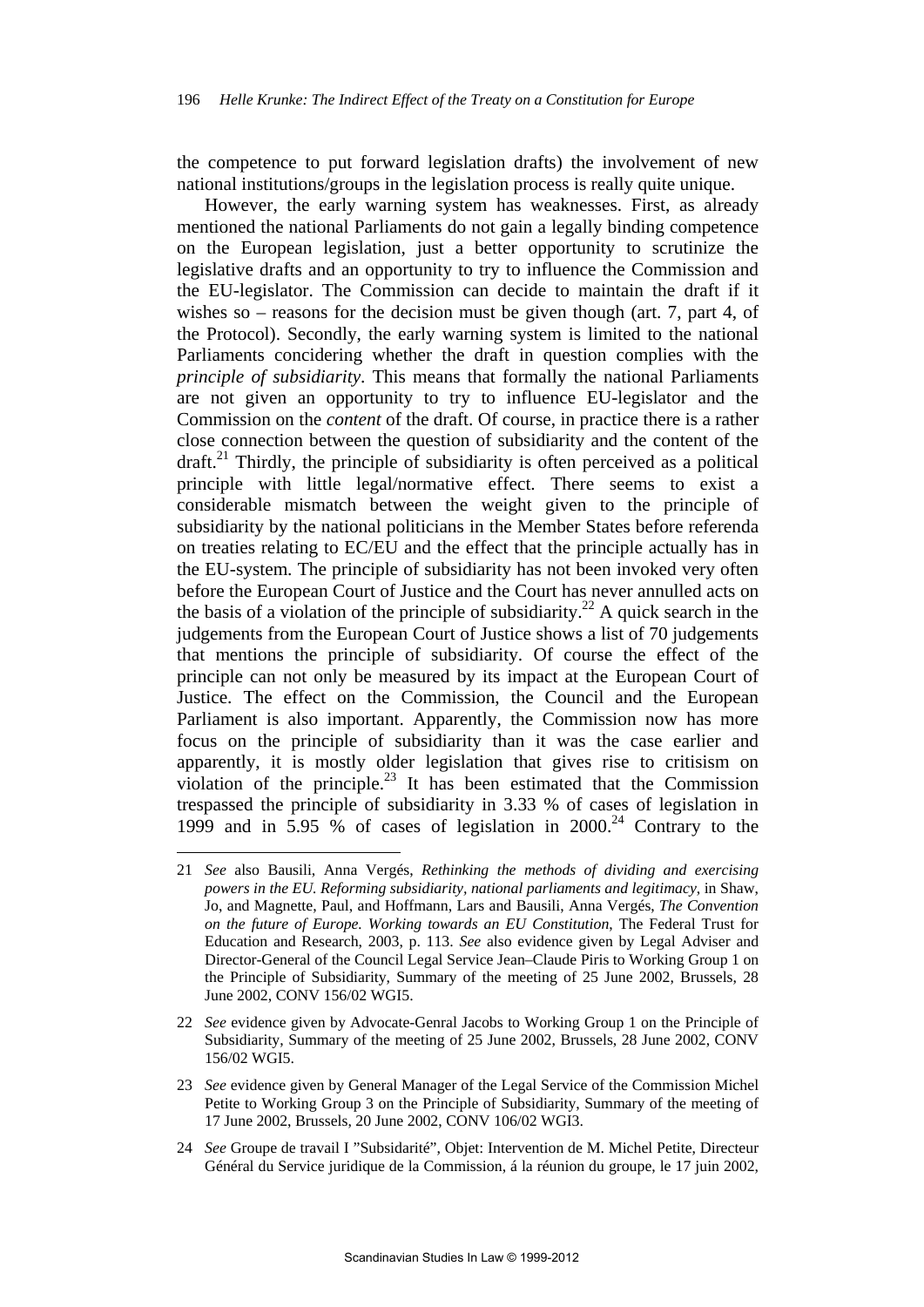the competence to put forward legislation drafts) the involvement of new national institutions/groups in the legislation process is really quite unique.

However, the early warning system has weaknesses. First, as already mentioned the national Parliaments do not gain a legally binding competence on the European legislation, just a better opportunity to scrutinize the legislative drafts and an opportunity to try to influence the Commission and the EU-legislator. The Commission can decide to maintain the draft if it wishes so – reasons for the decision must be given though (art. 7, part 4, of the Protocol). Secondly, the early warning system is limited to the national Parliaments concidering whether the draft in question complies with the *principle of subsidiarity*. This means that formally the national Parliaments are not given an opportunity to try to influence EU-legislator and the Commission on the *content* of the draft. Of course, in practice there is a rather close connection between the question of subsidiarity and the content of the draft.[21] Thirdly, the principle of subsidiarity is often perceived as a political principle with little legal/normative effect. There seems to exist a considerable mismatch between the weight given to the principle of subsidiarity by the national politicians in the Member States before referenda on treaties relating to EC/EU and the effect that the principle actually has in the EU-system. The principle of subsidiarity has not been invoked very often before the European Court of Justice and the Court has never annulled acts on the basis of a violation of the principle of subsidiarity.[22] A quick search in the judgements from the European Court of Justice shows a list of 70 judgements that mentions the principle of subsidiarity. Of course the effect of the principle can not only be measured by its impact at the European Court of Justice. The effect on the Commission, the Council and the European Parliament is also important. Apparently, the Commission now has more focus on the principle of subsidiarity than it was the case earlier and apparently, it is mostly older legislation that gives rise to critisism on violation of the principle.[23] It has been estimated that the Commission trespassed the principle of subsidiarity in 3.33 % of cases of legislation in 1999 and in 5.95 % of cases of legislation in 2000.[24] Contrary to the

---

21 *See* also Bausili, Anna Vergés, *Rethinking the methods of dividing and exercising powers in the EU. Reforming subsidiarity, national parliaments and legitimacy*, in Shaw, Jo, and Magnette, Paul, and Hoffmann, Lars and Bausili, Anna Vergés, *The Convention on the future of Europe. Working towards an EU Constitution*, The Federal Trust for Education and Research, 2003, p. 113. *See* also evidence given by Legal Adviser and Director-General of the Council Legal Service Jean–Claude Piris to Working Group 1 on the Principle of Subsidiarity, Summary of the meeting of 25 June 2002, Brussels, 28 June 2002, CONV 156/02 WGI5.

22 *See* evidence given by Advocate-Genral Jacobs to Working Group 1 on the Principle of Subsidiarity, Summary of the meeting of 25 June 2002, Brussels, 28 June 2002, CONV 156/02 WGI5.

23 *See* evidence given by General Manager of the Legal Service of the Commission Michel Petite to Working Group 3 on the Principle of Subsidiarity, Summary of the meeting of 17 June 2002, Brussels, 20 June 2002, CONV 106/02 WGI3.

24 *See* Groupe de travail I "Subsidarité", Objet: Intervention de M. Michel Petite, Directeur Général du Service juridique de la Commission, á la réunion du groupe, le 17 juin 2002,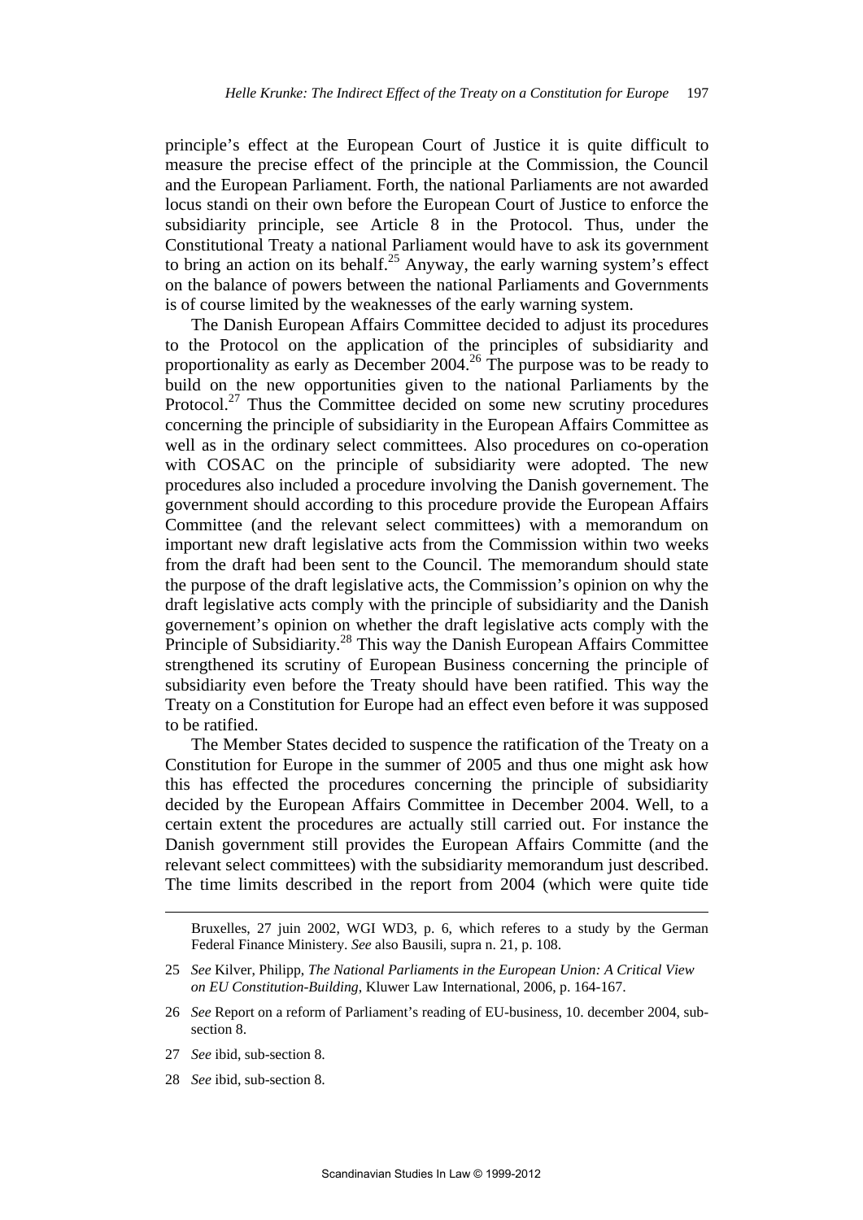principle's effect at the European Court of Justice it is quite difficult to measure the precise effect of the principle at the Commission, the Council and the European Parliament. Forth, the national Parliaments are not awarded locus standi on their own before the European Court of Justice to enforce the subsidiarity principle, see Article 8 in the Protocol. Thus, under the Constitutional Treaty a national Parliament would have to ask its government to bring an action on its behalf.[25] Anyway, the early warning system's effect on the balance of powers between the national Parliaments and Governments is of course limited by the weaknesses of the early warning system.

The Danish European Affairs Committee decided to adjust its procedures to the Protocol on the application of the principles of subsidiarity and proportionality as early as December 2004.[26] The purpose was to be ready to build on the new opportunities given to the national Parliaments by the Protocol.[27] Thus the Committee decided on some new scrutiny procedures concerning the principle of subsidiarity in the European Affairs Committee as well as in the ordinary select committees. Also procedures on co-operation with COSAC on the principle of subsidiarity were adopted. The new procedures also included a procedure involving the Danish governement. The government should according to this procedure provide the European Affairs Committee (and the relevant select committees) with a memorandum on important new draft legislative acts from the Commission within two weeks from the draft had been sent to the Council. The memorandum should state the purpose of the draft legislative acts, the Commission's opinion on why the draft legislative acts comply with the principle of subsidiarity and the Danish governement's opinion on whether the draft legislative acts comply with the Principle of Subsidiarity.[28] This way the Danish European Affairs Committee strengthened its scrutiny of European Business concerning the principle of subsidiarity even before the Treaty should have been ratified. This way the Treaty on a Constitution for Europe had an effect even before it was supposed to be ratified.

The Member States decided to suspence the ratification of the Treaty on a Constitution for Europe in the summer of 2005 and thus one might ask how this has effected the procedures concerning the principle of subsidiarity decided by the European Affairs Committee in December 2004. Well, to a certain extent the procedures are actually still carried out. For instance the Danish government still provides the European Affairs Committe (and the relevant select committees) with the subsidiarity memorandum just described. The time limits described in the report from 2004 (which were quite tide

Bruxelles, 27 juin 2002, WGI WD3, p. 6, which referes to a study by the German Federal Finance Ministery. *See* also Bausili, supra n. 21, p. 108.

25 *See* Kilver, Philipp, *The National Parliaments in the European Union: A Critical View on EU Constitution-Building*, Kluwer Law International, 2006, p. 164-167.

26 *See* Report on a reform of Parliament's reading of EU-business, 10. december 2004, sub-section 8.

27 *See* ibid, sub-section 8.

28 *See* ibid, sub-section 8.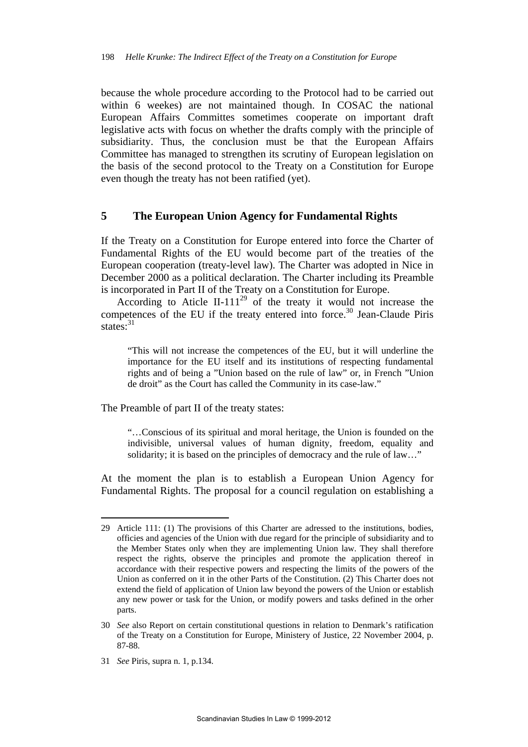because the whole procedure according to the Protocol had to be carried out within 6 weekes) are not maintained though. In COSAC the national European Affairs Committes sometimes cooperate on important draft legislative acts with focus on whether the drafts comply with the principle of subsidiarity. Thus, the conclusion must be that the European Affairs Committee has managed to strengthen its scrutiny of European legislation on the basis of the second protocol to the Treaty on a Constitution for Europe even though the treaty has not been ratified (yet).

## 5 The European Union Agency for Fundamental Rights

If the Treaty on a Constitution for Europe entered into force the Charter of Fundamental Rights of the EU would become part of the treaties of the European cooperation (treaty-level law). The Charter was adopted in Nice in December 2000 as a political declaration. The Charter including its Preamble is incorporated in Part II of the Treaty on a Constitution for Europe.

According to Aticle II-111[29] of the treaty it would not increase the competences of the EU if the treaty entered into force.[30] Jean-Claude Piris states:[31]

> "This will not increase the competences of the EU, but it will underline the importance for the EU itself and its institutions of respecting fundamental rights and of being a "Union based on the rule of law" or, in French "Union de droit" as the Court has called the Community in its case-law."

The Preamble of part II of the treaty states:

> "…Conscious of its spiritual and moral heritage, the Union is founded on the indivisible, universal values of human dignity, freedom, equality and solidarity; it is based on the principles of democracy and the rule of law…"

At the moment the plan is to establish a European Union Agency for Fundamental Rights. The proposal for a council regulation on establishing a

---

29 Article 111: (1) The provisions of this Charter are adressed to the institutions, bodies, officies and agencies of the Union with due regard for the principle of subsidiarity and to the Member States only when they are implementing Union law. They shall therefore respect the rights, observe the principles and promote the application thereof in accordance with their respective powers and respecting the limits of the powers of the Union as conferred on it in the other Parts of the Constitution. (2) This Charter does not extend the field of application of Union law beyond the powers of the Union or establish any new power or task for the Union, or modify powers and tasks defined in the orher parts.

30 *See* also Report on certain constitutional questions in relation to Denmark's ratification of the Treaty on a Constitution for Europe, Ministery of Justice, 22 November 2004, p. 87-88.

31 *See* Piris, supra n. 1, p.134.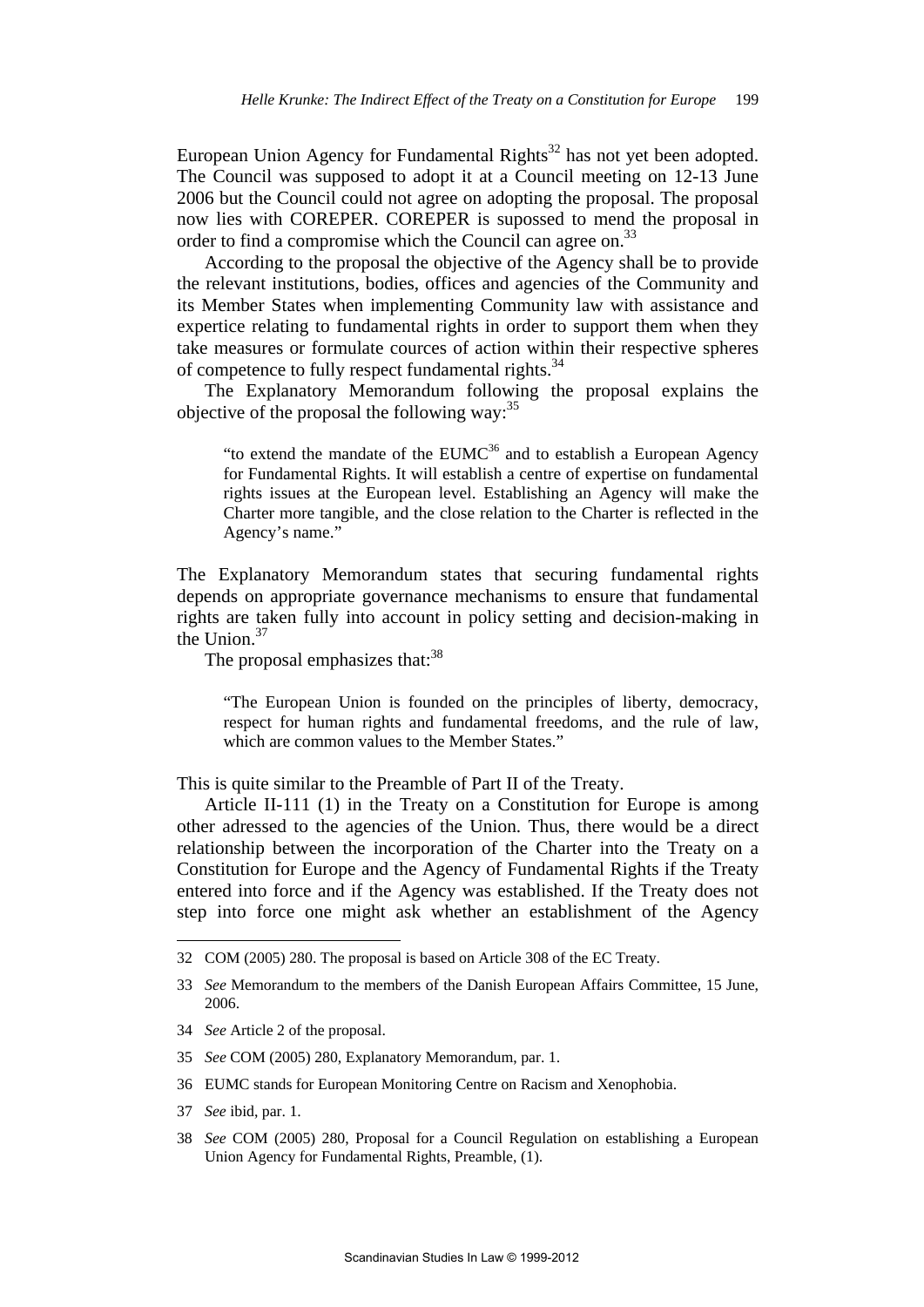European Union Agency for Fundamental Rights[32] has not yet been adopted. The Council was supposed to adopt it at a Council meeting on 12-13 June 2006 but the Council could not agree on adopting the proposal. The proposal now lies with COREPER. COREPER is supossed to mend the proposal in order to find a compromise which the Council can agree on.[33]

According to the proposal the objective of the Agency shall be to provide the relevant institutions, bodies, offices and agencies of the Community and its Member States when implementing Community law with assistance and expertice relating to fundamental rights in order to support them when they take measures or formulate cources of action within their respective spheres of competence to fully respect fundamental rights.[34]

The Explanatory Memorandum following the proposal explains the objective of the proposal the following way:[35]

> "to extend the mandate of the EUMC[36] and to establish a European Agency for Fundamental Rights. It will establish a centre of expertise on fundamental rights issues at the European level. Establishing an Agency will make the Charter more tangible, and the close relation to the Charter is reflected in the Agency's name."

The Explanatory Memorandum states that securing fundamental rights depends on appropriate governance mechanisms to ensure that fundamental rights are taken fully into account in policy setting and decision-making in the Union.[37]

The proposal emphasizes that:[38]

> "The European Union is founded on the principles of liberty, democracy, respect for human rights and fundamental freedoms, and the rule of law, which are common values to the Member States."

This is quite similar to the Preamble of Part II of the Treaty.

Article II-111 (1) in the Treaty on a Constitution for Europe is among other adressed to the agencies of the Union. Thus, there would be a direct relationship between the incorporation of the Charter into the Treaty on a Constitution for Europe and the Agency of Fundamental Rights if the Treaty entered into force and if the Agency was established. If the Treaty does not step into force one might ask whether an establishment of the Agency

---

32 COM (2005) 280. The proposal is based on Article 308 of the EC Treaty.

33 *See* Memorandum to the members of the Danish European Affairs Committee, 15 June, 2006.

34 *See* Article 2 of the proposal.

35 *See* COM (2005) 280, Explanatory Memorandum, par. 1.

36 EUMC stands for European Monitoring Centre on Racism and Xenophobia.

37 *See* ibid, par. 1.

38 *See* COM (2005) 280, Proposal for a Council Regulation on establishing a European Union Agency for Fundamental Rights, Preamble, (1).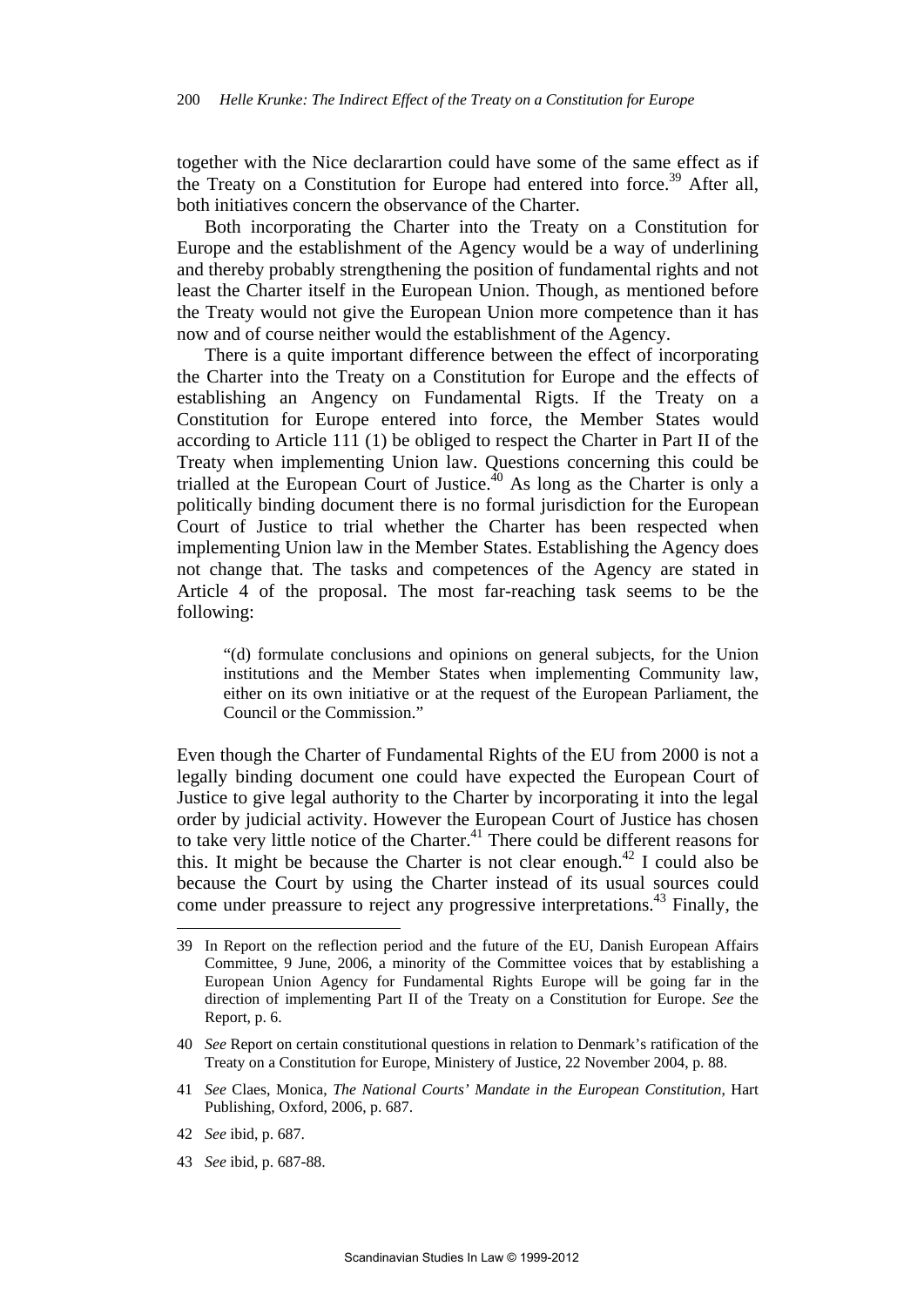together with the Nice declarartion could have some of the same effect as if the Treaty on a Constitution for Europe had entered into force.[39] After all, both initiatives concern the observance of the Charter.

Both incorporating the Charter into the Treaty on a Constitution for Europe and the establishment of the Agency would be a way of underlining and thereby probably strengthening the position of fundamental rights and not least the Charter itself in the European Union. Though, as mentioned before the Treaty would not give the European Union more competence than it has now and of course neither would the establishment of the Agency.

There is a quite important difference between the effect of incorporating the Charter into the Treaty on a Constitution for Europe and the effects of establishing an Angency on Fundamental Rigts. If the Treaty on a Constitution for Europe entered into force, the Member States would according to Article 111 (1) be obliged to respect the Charter in Part II of the Treaty when implementing Union law. Questions concerning this could be trialled at the European Court of Justice.[40] As long as the Charter is only a politically binding document there is no formal jurisdiction for the European Court of Justice to trial whether the Charter has been respected when implementing Union law in the Member States. Establishing the Agency does not change that. The tasks and competences of the Agency are stated in Article 4 of the proposal. The most far-reaching task seems to be the following:

> "(d) formulate conclusions and opinions on general subjects, for the Union institutions and the Member States when implementing Community law, either on its own initiative or at the request of the European Parliament, the Council or the Commission."

Even though the Charter of Fundamental Rights of the EU from 2000 is not a legally binding document one could have expected the European Court of Justice to give legal authority to the Charter by incorporating it into the legal order by judicial activity. However the European Court of Justice has chosen to take very little notice of the Charter.[41] There could be different reasons for this. It might be because the Charter is not clear enough.[42] I could also be because the Court by using the Charter instead of its usual sources could come under preassure to reject any progressive interpretations.[43] Finally, the

---

39 In Report on the reflection period and the future of the EU, Danish European Affairs Committee, 9 June, 2006, a minority of the Committee voices that by establishing a European Union Agency for Fundamental Rights Europe will be going far in the direction of implementing Part II of the Treaty on a Constitution for Europe. *See* the Report, p. 6.

40 *See* Report on certain constitutional questions in relation to Denmark's ratification of the Treaty on a Constitution for Europe, Ministery of Justice, 22 November 2004, p. 88.

41 *See* Claes, Monica, *The National Courts' Mandate in the European Constitution*, Hart Publishing, Oxford, 2006, p. 687.

42 *See* ibid, p. 687.

43 *See* ibid, p. 687-88.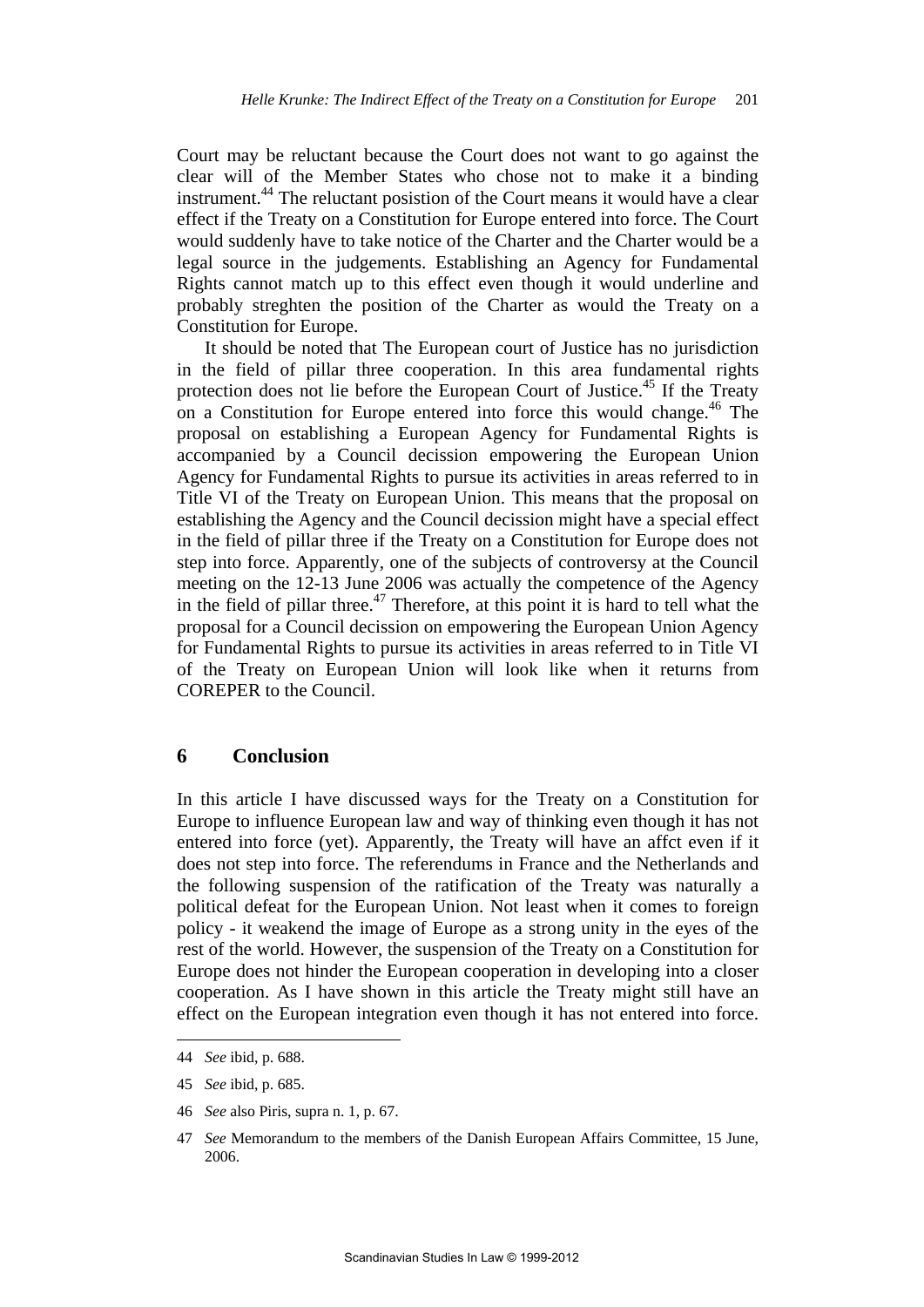Court may be reluctant because the Court does not want to go against the clear will of the Member States who chose not to make it a binding instrument.[44] The reluctant posistion of the Court means it would have a clear effect if the Treaty on a Constitution for Europe entered into force. The Court would suddenly have to take notice of the Charter and the Charter would be a legal source in the judgements. Establishing an Agency for Fundamental Rights cannot match up to this effect even though it would underline and probably streghten the position of the Charter as would the Treaty on a Constitution for Europe.

It should be noted that The European court of Justice has no jurisdiction in the field of pillar three cooperation. In this area fundamental rights protection does not lie before the European Court of Justice.[45] If the Treaty on a Constitution for Europe entered into force this would change.[46] The proposal on establishing a European Agency for Fundamental Rights is accompanied by a Council decission empowering the European Union Agency for Fundamental Rights to pursue its activities in areas referred to in Title VI of the Treaty on European Union. This means that the proposal on establishing the Agency and the Council decission might have a special effect in the field of pillar three if the Treaty on a Constitution for Europe does not step into force. Apparently, one of the subjects of controversy at the Council meeting on the 12-13 June 2006 was actually the competence of the Agency in the field of pillar three.[47] Therefore, at this point it is hard to tell what the proposal for a Council decission on empowering the European Union Agency for Fundamental Rights to pursue its activities in areas referred to in Title VI of the Treaty on European Union will look like when it returns from COREPER to the Council.

## 6 Conclusion

In this article I have discussed ways for the Treaty on a Constitution for Europe to influence European law and way of thinking even though it has not entered into force (yet). Apparently, the Treaty will have an affct even if it does not step into force. The referendums in France and the Netherlands and the following suspension of the ratification of the Treaty was naturally a political defeat for the European Union. Not least when it comes to foreign policy - it weakend the image of Europe as a strong unity in the eyes of the rest of the world. However, the suspension of the Treaty on a Constitution for Europe does not hinder the European cooperation in developing into a closer cooperation. As I have shown in this article the Treaty might still have an effect on the European integration even though it has not entered into force.

---

44 *See* ibid, p. 688.

45 *See* ibid, p. 685.

46 *See* also Piris, supra n. 1, p. 67.

47 *See* Memorandum to the members of the Danish European Affairs Committee, 15 June, 2006.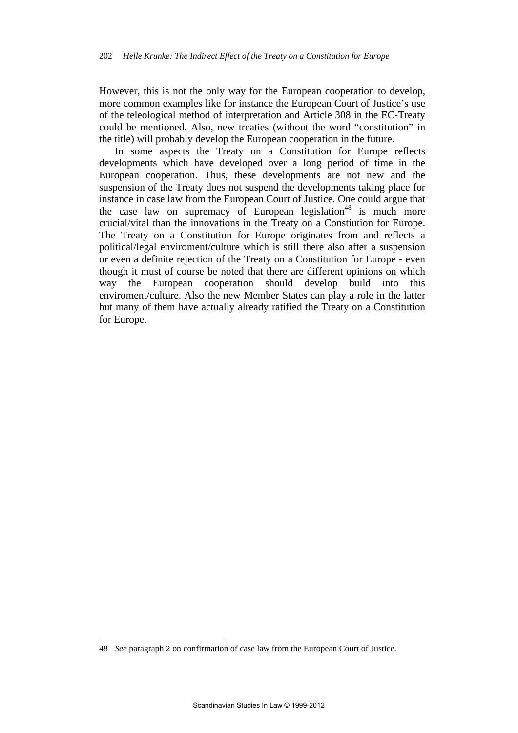However, this is not the only way for the European cooperation to develop, more common examples like for instance the European Court of Justice's use of the teleological method of interpretation and Article 308 in the EC-Treaty could be mentioned. Also, new treaties (without the word "constitution" in the title) will probably develop the European cooperation in the future.

In some aspects the Treaty on a Constitution for Europe reflects developments which have developed over a long period of time in the European cooperation. Thus, these developments are not new and the suspension of the Treaty does not suspend the developments taking place for instance in case law from the European Court of Justice. One could argue that the case law on supremacy of European legislation[48] is much more crucial/vital than the innovations in the Treaty on a Constiution for Europe. The Treaty on a Constitution for Europe originates from and reflects a political/legal enviroment/culture which is still there also after a suspension or even a definite rejection of the Treaty on a Constitution for Europe - even though it must of course be noted that there are different opinions on which way the European cooperation should develop build into this enviroment/culture. Also the new Member States can play a role in the latter but many of them have actually already ratified the Treaty on a Constitution for Europe.

---

48 *See* paragraph 2 on confirmation of case law from the European Court of Justice.